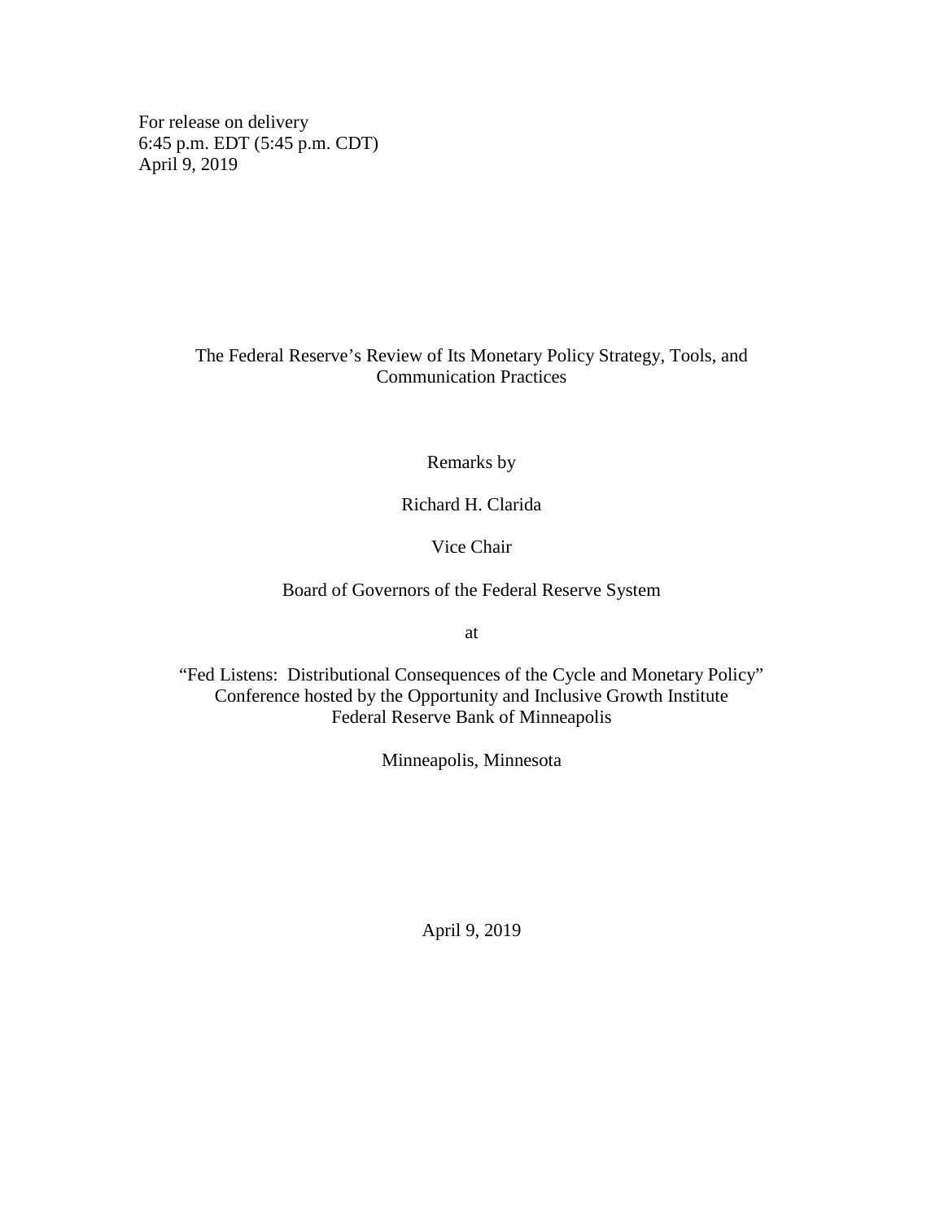For release on delivery
6:45 p.m. EDT (5:45 p.m. CDT)
April 9, 2019

# The Federal Reserve's Review of Its Monetary Policy Strategy, Tools, and Communication Practices

Remarks by

Richard H. Clarida

Vice Chair

Board of Governors of the Federal Reserve System

at

"Fed Listens: Distributional Consequences of the Cycle and Monetary Policy"
Conference hosted by the Opportunity and Inclusive Growth Institute
Federal Reserve Bank of Minneapolis

Minneapolis, Minnesota

April 9, 2019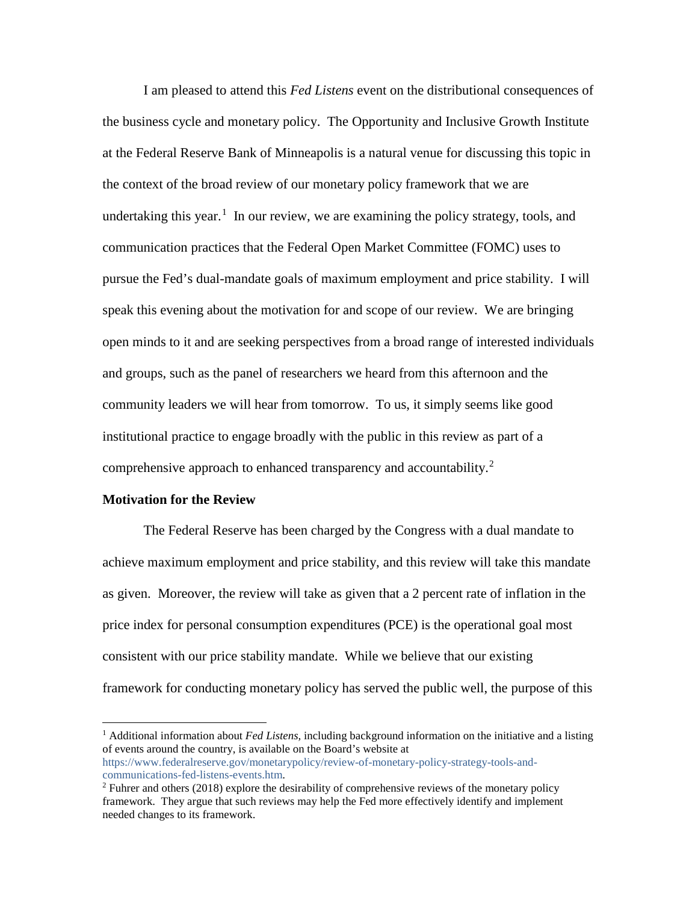I am pleased to attend this *Fed Listens* event on the distributional consequences of the business cycle and monetary policy. The Opportunity and Inclusive Growth Institute at the Federal Reserve Bank of Minneapolis is a natural venue for discussing this topic in the context of the broad review of our monetary policy framework that we are undertaking this year.[1] In our review, we are examining the policy strategy, tools, and communication practices that the Federal Open Market Committee (FOMC) uses to pursue the Fed's dual-mandate goals of maximum employment and price stability. I will speak this evening about the motivation for and scope of our review. We are bringing open minds to it and are seeking perspectives from a broad range of interested individuals and groups, such as the panel of researchers we heard from this afternoon and the community leaders we will hear from tomorrow. To us, it simply seems like good institutional practice to engage broadly with the public in this review as part of a comprehensive approach to enhanced transparency and accountability.[2]

**Motivation for the Review**

The Federal Reserve has been charged by the Congress with a dual mandate to achieve maximum employment and price stability, and this review will take this mandate as given. Moreover, the review will take as given that a 2 percent rate of inflation in the price index for personal consumption expenditures (PCE) is the operational goal most consistent with our price stability mandate. While we believe that our existing framework for conducting monetary policy has served the public well, the purpose of this

---

[1] Additional information about *Fed Listens,* including background information on the initiative and a listing of events around the country, is available on the Board's website at https://www.federalreserve.gov/monetarypolicy/review-of-monetary-policy-strategy-tools-and-communications-fed-listens-events.htm.

[2] Fuhrer and others (2018) explore the desirability of comprehensive reviews of the monetary policy framework. They argue that such reviews may help the Fed more effectively identify and implement needed changes to its framework.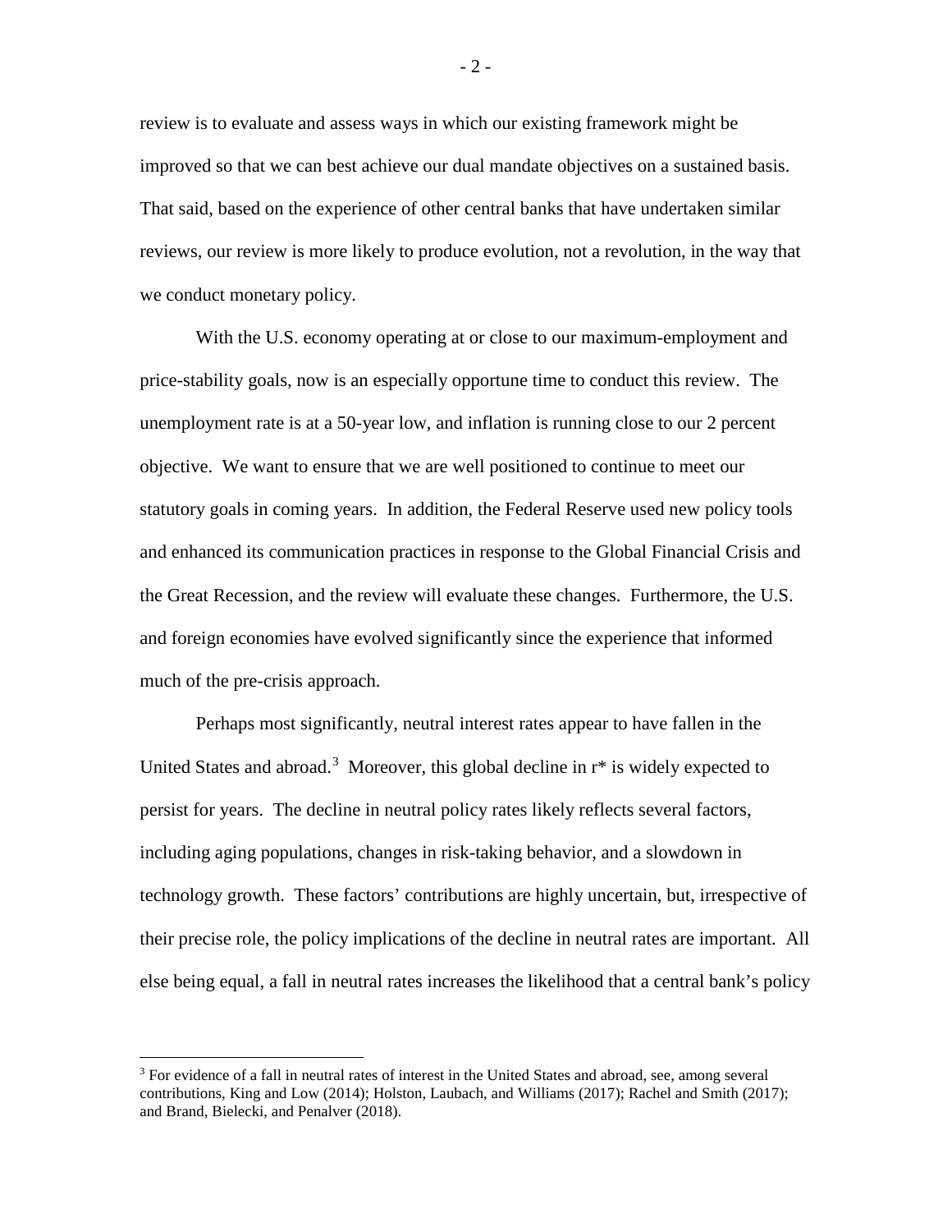review is to evaluate and assess ways in which our existing framework might be improved so that we can best achieve our dual mandate objectives on a sustained basis. That said, based on the experience of other central banks that have undertaken similar reviews, our review is more likely to produce evolution, not a revolution, in the way that we conduct monetary policy.

With the U.S. economy operating at or close to our maximum-employment and price-stability goals, now is an especially opportune time to conduct this review. The unemployment rate is at a 50-year low, and inflation is running close to our 2 percent objective. We want to ensure that we are well positioned to continue to meet our statutory goals in coming years. In addition, the Federal Reserve used new policy tools and enhanced its communication practices in response to the Global Financial Crisis and the Great Recession, and the review will evaluate these changes. Furthermore, the U.S. and foreign economies have evolved significantly since the experience that informed much of the pre-crisis approach.

Perhaps most significantly, neutral interest rates appear to have fallen in the United States and abroad.[3] Moreover, this global decline in r* is widely expected to persist for years. The decline in neutral policy rates likely reflects several factors, including aging populations, changes in risk-taking behavior, and a slowdown in technology growth. These factors' contributions are highly uncertain, but, irrespective of their precise role, the policy implications of the decline in neutral rates are important. All else being equal, a fall in neutral rates increases the likelihood that a central bank's policy

[3] For evidence of a fall in neutral rates of interest in the United States and abroad, see, among several contributions, King and Low (2014); Holston, Laubach, and Williams (2017); Rachel and Smith (2017); and Brand, Bielecki, and Penalver (2018).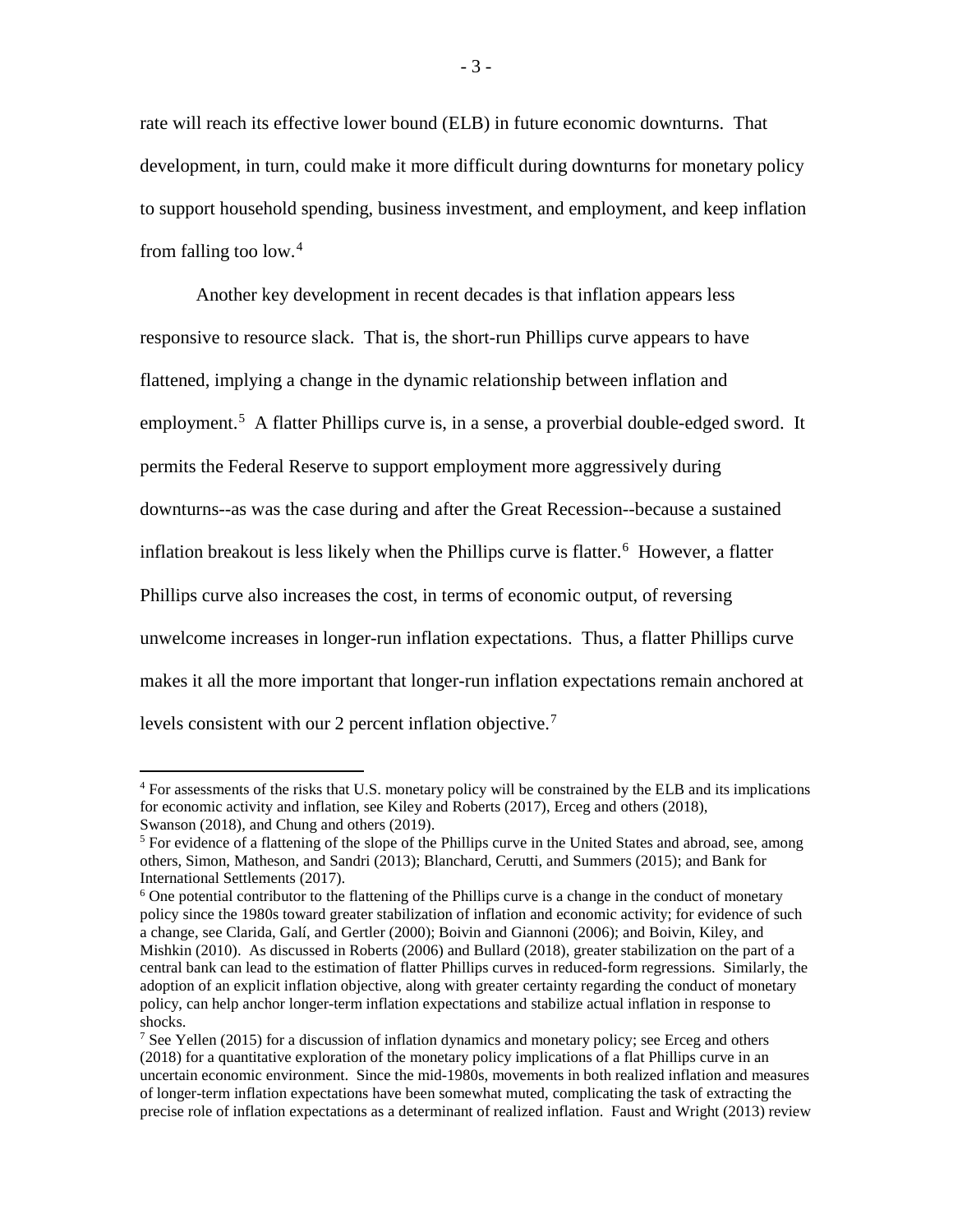rate will reach its effective lower bound (ELB) in future economic downturns. That development, in turn, could make it more difficult during downturns for monetary policy to support household spending, business investment, and employment, and keep inflation from falling too low.[4]

Another key development in recent decades is that inflation appears less responsive to resource slack. That is, the short-run Phillips curve appears to have flattened, implying a change in the dynamic relationship between inflation and employment.[5] A flatter Phillips curve is, in a sense, a proverbial double-edged sword. It permits the Federal Reserve to support employment more aggressively during downturns--as was the case during and after the Great Recession--because a sustained inflation breakout is less likely when the Phillips curve is flatter.[6] However, a flatter Phillips curve also increases the cost, in terms of economic output, of reversing unwelcome increases in longer-run inflation expectations. Thus, a flatter Phillips curve makes it all the more important that longer-run inflation expectations remain anchored at levels consistent with our 2 percent inflation objective.[7]

---

[4] For assessments of the risks that U.S. monetary policy will be constrained by the ELB and its implications for economic activity and inflation, see Kiley and Roberts (2017), Erceg and others (2018), Swanson (2018), and Chung and others (2019).

[5] For evidence of a flattening of the slope of the Phillips curve in the United States and abroad, see, among others, Simon, Matheson, and Sandri (2013); Blanchard, Cerutti, and Summers (2015); and Bank for International Settlements (2017).

[6] One potential contributor to the flattening of the Phillips curve is a change in the conduct of monetary policy since the 1980s toward greater stabilization of inflation and economic activity; for evidence of such a change, see Clarida, Galí, and Gertler (2000); Boivin and Giannoni (2006); and Boivin, Kiley, and Mishkin (2010). As discussed in Roberts (2006) and Bullard (2018), greater stabilization on the part of a central bank can lead to the estimation of flatter Phillips curves in reduced-form regressions. Similarly, the adoption of an explicit inflation objective, along with greater certainty regarding the conduct of monetary policy, can help anchor longer-term inflation expectations and stabilize actual inflation in response to shocks.

[7] See Yellen (2015) for a discussion of inflation dynamics and monetary policy; see Erceg and others (2018) for a quantitative exploration of the monetary policy implications of a flat Phillips curve in an uncertain economic environment. Since the mid-1980s, movements in both realized inflation and measures of longer-term inflation expectations have been somewhat muted, complicating the task of extracting the precise role of inflation expectations as a determinant of realized inflation. Faust and Wright (2013) review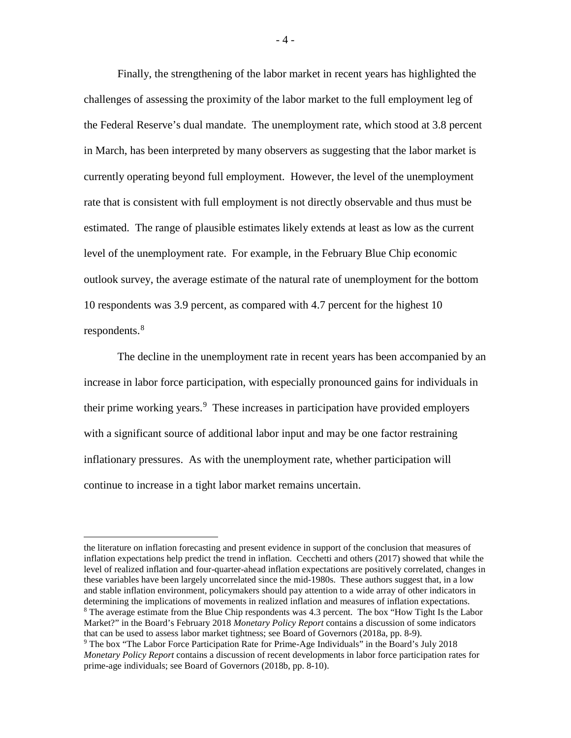Finally, the strengthening of the labor market in recent years has highlighted the challenges of assessing the proximity of the labor market to the full employment leg of the Federal Reserve's dual mandate. The unemployment rate, which stood at 3.8 percent in March, has been interpreted by many observers as suggesting that the labor market is currently operating beyond full employment. However, the level of the unemployment rate that is consistent with full employment is not directly observable and thus must be estimated. The range of plausible estimates likely extends at least as low as the current level of the unemployment rate. For example, in the February Blue Chip economic outlook survey, the average estimate of the natural rate of unemployment for the bottom 10 respondents was 3.9 percent, as compared with 4.7 percent for the highest 10 respondents.[8]

The decline in the unemployment rate in recent years has been accompanied by an increase in labor force participation, with especially pronounced gains for individuals in their prime working years.[9] These increases in participation have provided employers with a significant source of additional labor input and may be one factor restraining inflationary pressures. As with the unemployment rate, whether participation will continue to increase in a tight labor market remains uncertain.

---

the literature on inflation forecasting and present evidence in support of the conclusion that measures of inflation expectations help predict the trend in inflation. Cecchetti and others (2017) showed that while the level of realized inflation and four-quarter-ahead inflation expectations are positively correlated, changes in these variables have been largely uncorrelated since the mid-1980s. These authors suggest that, in a low and stable inflation environment, policymakers should pay attention to a wide array of other indicators in determining the implications of movements in realized inflation and measures of inflation expectations.

[8] The average estimate from the Blue Chip respondents was 4.3 percent. The box "How Tight Is the Labor Market?" in the Board's February 2018 *Monetary Policy Report* contains a discussion of some indicators that can be used to assess labor market tightness; see Board of Governors (2018a, pp. 8-9).

[9] The box "The Labor Force Participation Rate for Prime-Age Individuals" in the Board's July 2018 *Monetary Policy Report* contains a discussion of recent developments in labor force participation rates for prime-age individuals; see Board of Governors (2018b, pp. 8-10).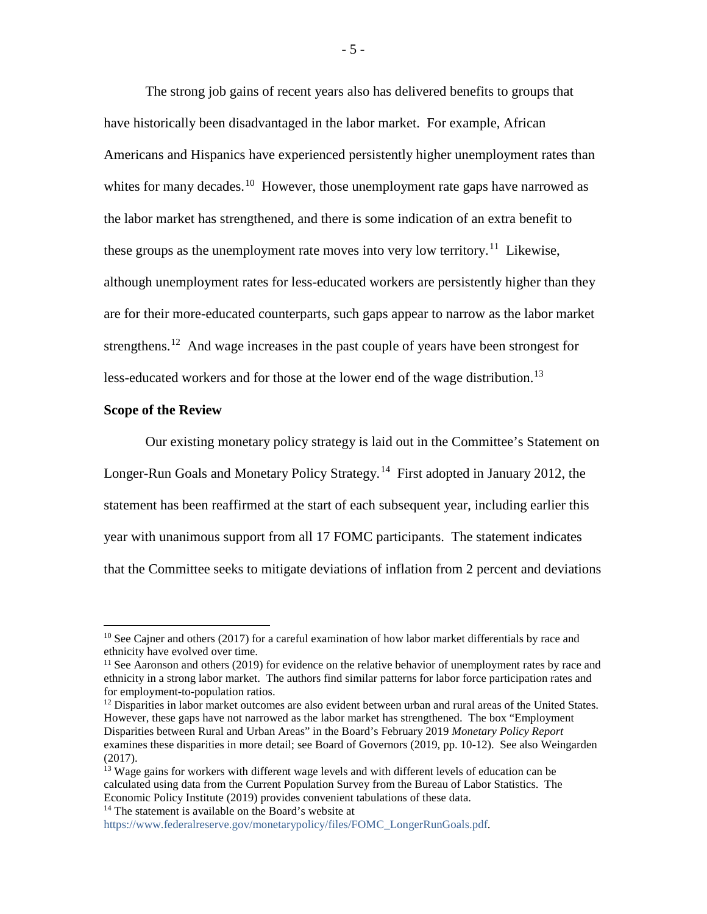The strong job gains of recent years also has delivered benefits to groups that have historically been disadvantaged in the labor market. For example, African Americans and Hispanics have experienced persistently higher unemployment rates than whites for many decades.[10] However, those unemployment rate gaps have narrowed as the labor market has strengthened, and there is some indication of an extra benefit to these groups as the unemployment rate moves into very low territory.[11] Likewise, although unemployment rates for less-educated workers are persistently higher than they are for their more-educated counterparts, such gaps appear to narrow as the labor market strengthens.[12] And wage increases in the past couple of years have been strongest for less-educated workers and for those at the lower end of the wage distribution.[13]

**Scope of the Review**

Our existing monetary policy strategy is laid out in the Committee's Statement on Longer-Run Goals and Monetary Policy Strategy.[14] First adopted in January 2012, the statement has been reaffirmed at the start of each subsequent year, including earlier this year with unanimous support from all 17 FOMC participants. The statement indicates that the Committee seeks to mitigate deviations of inflation from 2 percent and deviations

---

[10] See Cajner and others (2017) for a careful examination of how labor market differentials by race and ethnicity have evolved over time.

[11] See Aaronson and others (2019) for evidence on the relative behavior of unemployment rates by race and ethnicity in a strong labor market. The authors find similar patterns for labor force participation rates and for employment-to-population ratios.

[12] Disparities in labor market outcomes are also evident between urban and rural areas of the United States. However, these gaps have not narrowed as the labor market has strengthened. The box "Employment Disparities between Rural and Urban Areas" in the Board's February 2019 *Monetary Policy Report* examines these disparities in more detail; see Board of Governors (2019, pp. 10-12). See also Weingarden (2017).

[13] Wage gains for workers with different wage levels and with different levels of education can be calculated using data from the Current Population Survey from the Bureau of Labor Statistics. The Economic Policy Institute (2019) provides convenient tabulations of these data.

[14] The statement is available on the Board's website at https://www.federalreserve.gov/monetarypolicy/files/FOMC_LongerRunGoals.pdf.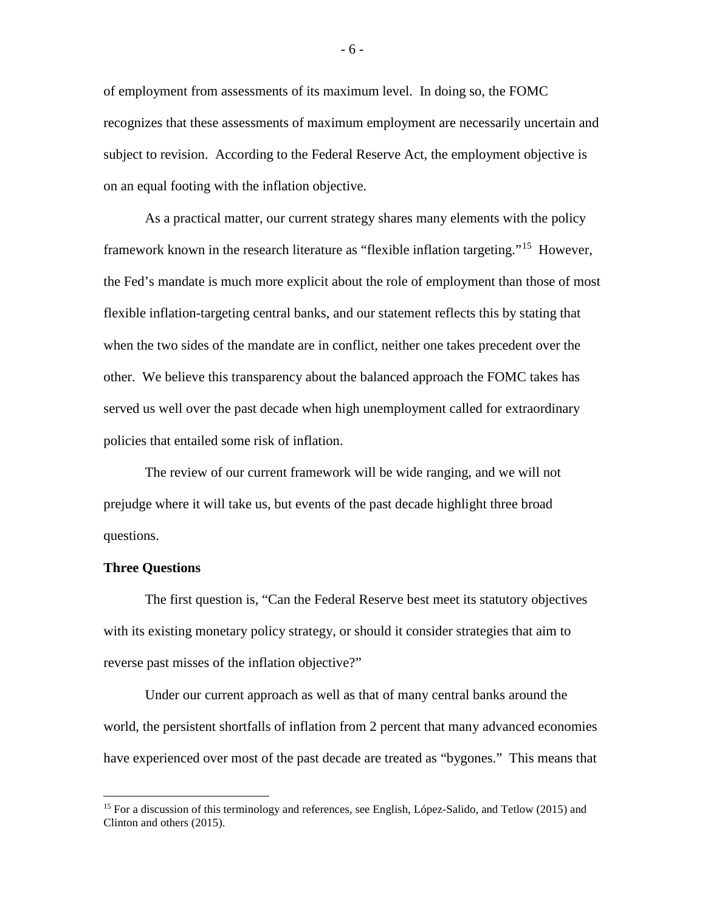of employment from assessments of its maximum level. In doing so, the FOMC recognizes that these assessments of maximum employment are necessarily uncertain and subject to revision. According to the Federal Reserve Act, the employment objective is on an equal footing with the inflation objective.

As a practical matter, our current strategy shares many elements with the policy framework known in the research literature as "flexible inflation targeting."[15] However, the Fed's mandate is much more explicit about the role of employment than those of most flexible inflation-targeting central banks, and our statement reflects this by stating that when the two sides of the mandate are in conflict, neither one takes precedent over the other. We believe this transparency about the balanced approach the FOMC takes has served us well over the past decade when high unemployment called for extraordinary policies that entailed some risk of inflation.

The review of our current framework will be wide ranging, and we will not prejudge where it will take us, but events of the past decade highlight three broad questions.

**Three Questions**

The first question is, "Can the Federal Reserve best meet its statutory objectives with its existing monetary policy strategy, or should it consider strategies that aim to reverse past misses of the inflation objective?"

Under our current approach as well as that of many central banks around the world, the persistent shortfalls of inflation from 2 percent that many advanced economies have experienced over most of the past decade are treated as "bygones." This means that

---

[15] For a discussion of this terminology and references, see English, López-Salido, and Tetlow (2015) and Clinton and others (2015).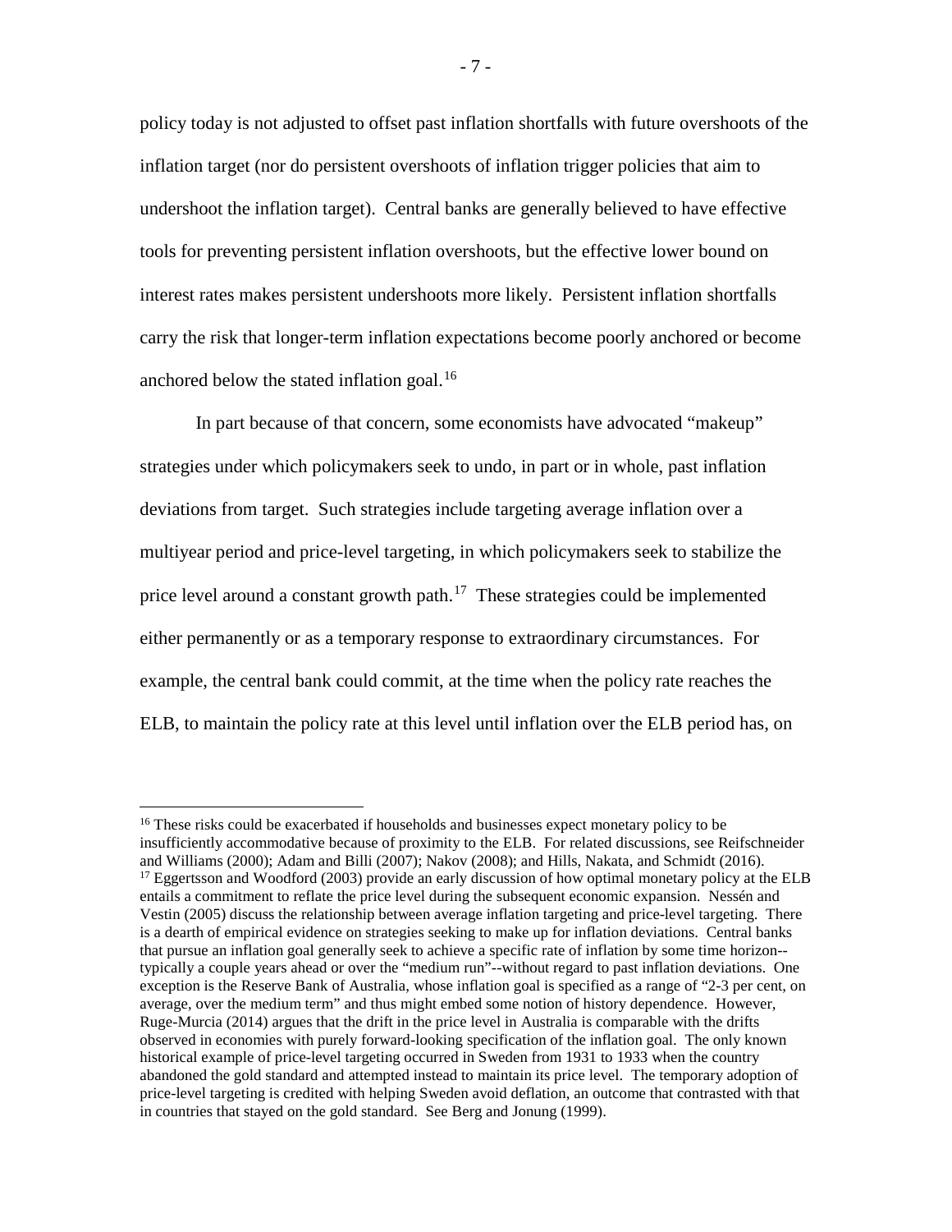policy today is not adjusted to offset past inflation shortfalls with future overshoots of the inflation target (nor do persistent overshoots of inflation trigger policies that aim to undershoot the inflation target). Central banks are generally believed to have effective tools for preventing persistent inflation overshoots, but the effective lower bound on interest rates makes persistent undershoots more likely. Persistent inflation shortfalls carry the risk that longer-term inflation expectations become poorly anchored or become anchored below the stated inflation goal.[16]

In part because of that concern, some economists have advocated "makeup" strategies under which policymakers seek to undo, in part or in whole, past inflation deviations from target. Such strategies include targeting average inflation over a multiyear period and price-level targeting, in which policymakers seek to stabilize the price level around a constant growth path.[17] These strategies could be implemented either permanently or as a temporary response to extraordinary circumstances. For example, the central bank could commit, at the time when the policy rate reaches the ELB, to maintain the policy rate at this level until inflation over the ELB period has, on

---

[16] These risks could be exacerbated if households and businesses expect monetary policy to be insufficiently accommodative because of proximity to the ELB. For related discussions, see Reifschneider and Williams (2000); Adam and Billi (2007); Nakov (2008); and Hills, Nakata, and Schmidt (2016).

[17] Eggertsson and Woodford (2003) provide an early discussion of how optimal monetary policy at the ELB entails a commitment to reflate the price level during the subsequent economic expansion. Nessén and Vestin (2005) discuss the relationship between average inflation targeting and price-level targeting. There is a dearth of empirical evidence on strategies seeking to make up for inflation deviations. Central banks that pursue an inflation goal generally seek to achieve a specific rate of inflation by some time horizon--typically a couple years ahead or over the "medium run"--without regard to past inflation deviations. One exception is the Reserve Bank of Australia, whose inflation goal is specified as a range of "2-3 per cent, on average, over the medium term" and thus might embed some notion of history dependence. However, Ruge-Murcia (2014) argues that the drift in the price level in Australia is comparable with the drifts observed in economies with purely forward-looking specification of the inflation goal. The only known historical example of price-level targeting occurred in Sweden from 1931 to 1933 when the country abandoned the gold standard and attempted instead to maintain its price level. The temporary adoption of price-level targeting is credited with helping Sweden avoid deflation, an outcome that contrasted with that in countries that stayed on the gold standard. See Berg and Jonung (1999).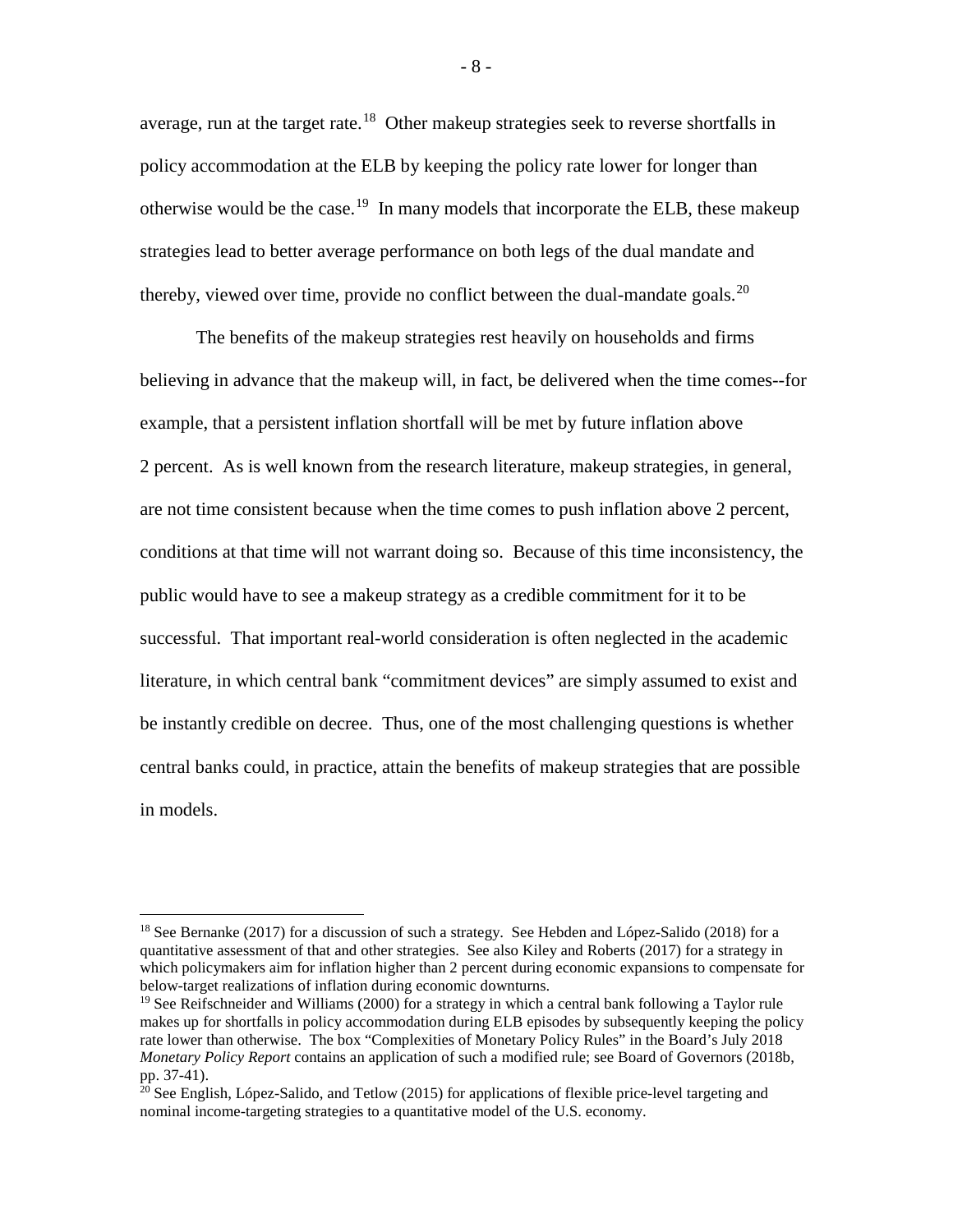average, run at the target rate.[18] Other makeup strategies seek to reverse shortfalls in policy accommodation at the ELB by keeping the policy rate lower for longer than otherwise would be the case.[19] In many models that incorporate the ELB, these makeup strategies lead to better average performance on both legs of the dual mandate and thereby, viewed over time, provide no conflict between the dual-mandate goals.[20]

The benefits of the makeup strategies rest heavily on households and firms believing in advance that the makeup will, in fact, be delivered when the time comes--for example, that a persistent inflation shortfall will be met by future inflation above 2 percent. As is well known from the research literature, makeup strategies, in general, are not time consistent because when the time comes to push inflation above 2 percent, conditions at that time will not warrant doing so. Because of this time inconsistency, the public would have to see a makeup strategy as a credible commitment for it to be successful. That important real-world consideration is often neglected in the academic literature, in which central bank "commitment devices" are simply assumed to exist and be instantly credible on decree. Thus, one of the most challenging questions is whether central banks could, in practice, attain the benefits of makeup strategies that are possible in models.

---

[18] See Bernanke (2017) for a discussion of such a strategy. See Hebden and López-Salido (2018) for a quantitative assessment of that and other strategies. See also Kiley and Roberts (2017) for a strategy in which policymakers aim for inflation higher than 2 percent during economic expansions to compensate for below-target realizations of inflation during economic downturns.

[19] See Reifschneider and Williams (2000) for a strategy in which a central bank following a Taylor rule makes up for shortfalls in policy accommodation during ELB episodes by subsequently keeping the policy rate lower than otherwise. The box "Complexities of Monetary Policy Rules" in the Board's July 2018 *Monetary Policy Report* contains an application of such a modified rule; see Board of Governors (2018b, pp. 37-41).

[20] See English, López-Salido, and Tetlow (2015) for applications of flexible price-level targeting and nominal income-targeting strategies to a quantitative model of the U.S. economy.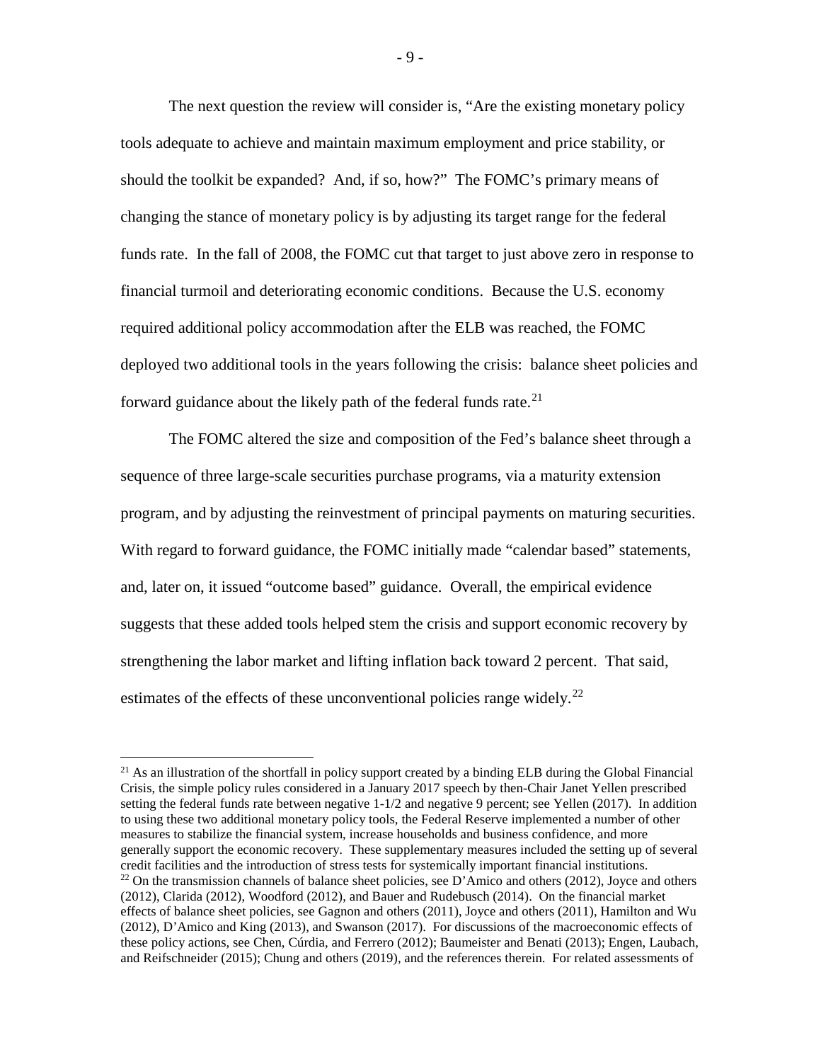The next question the review will consider is, "Are the existing monetary policy tools adequate to achieve and maintain maximum employment and price stability, or should the toolkit be expanded? And, if so, how?" The FOMC's primary means of changing the stance of monetary policy is by adjusting its target range for the federal funds rate. In the fall of 2008, the FOMC cut that target to just above zero in response to financial turmoil and deteriorating economic conditions. Because the U.S. economy required additional policy accommodation after the ELB was reached, the FOMC deployed two additional tools in the years following the crisis: balance sheet policies and forward guidance about the likely path of the federal funds rate.[21]

The FOMC altered the size and composition of the Fed's balance sheet through a sequence of three large-scale securities purchase programs, via a maturity extension program, and by adjusting the reinvestment of principal payments on maturing securities. With regard to forward guidance, the FOMC initially made "calendar based" statements, and, later on, it issued "outcome based" guidance. Overall, the empirical evidence suggests that these added tools helped stem the crisis and support economic recovery by strengthening the labor market and lifting inflation back toward 2 percent. That said, estimates of the effects of these unconventional policies range widely.[22]

---

[21] As an illustration of the shortfall in policy support created by a binding ELB during the Global Financial Crisis, the simple policy rules considered in a January 2017 speech by then-Chair Janet Yellen prescribed setting the federal funds rate between negative 1-1/2 and negative 9 percent; see Yellen (2017). In addition to using these two additional monetary policy tools, the Federal Reserve implemented a number of other measures to stabilize the financial system, increase households and business confidence, and more generally support the economic recovery. These supplementary measures included the setting up of several credit facilities and the introduction of stress tests for systemically important financial institutions.

[22] On the transmission channels of balance sheet policies, see D'Amico and others (2012), Joyce and others (2012), Clarida (2012), Woodford (2012), and Bauer and Rudebusch (2014). On the financial market effects of balance sheet policies, see Gagnon and others (2011), Joyce and others (2011), Hamilton and Wu (2012), D'Amico and King (2013), and Swanson (2017). For discussions of the macroeconomic effects of these policy actions, see Chen, Cúrdia, and Ferrero (2012); Baumeister and Benati (2013); Engen, Laubach, and Reifschneider (2015); Chung and others (2019), and the references therein. For related assessments of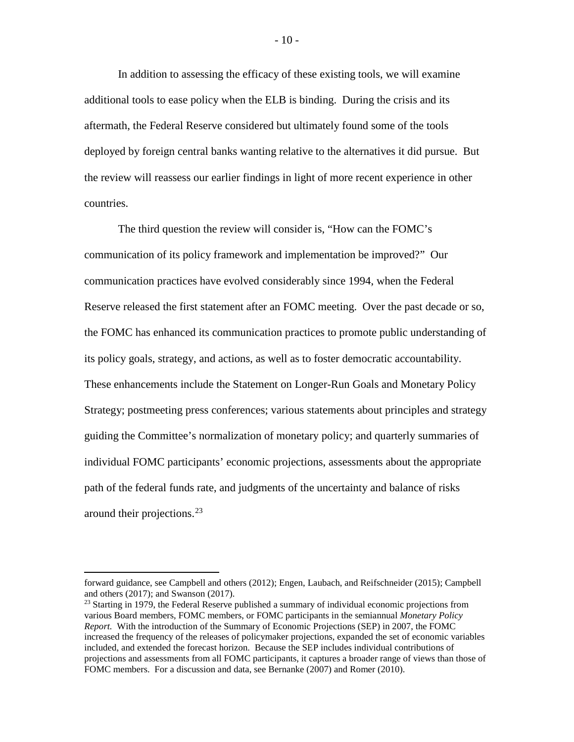In addition to assessing the efficacy of these existing tools, we will examine additional tools to ease policy when the ELB is binding. During the crisis and its aftermath, the Federal Reserve considered but ultimately found some of the tools deployed by foreign central banks wanting relative to the alternatives it did pursue. But the review will reassess our earlier findings in light of more recent experience in other countries.

The third question the review will consider is, "How can the FOMC's communication of its policy framework and implementation be improved?" Our communication practices have evolved considerably since 1994, when the Federal Reserve released the first statement after an FOMC meeting. Over the past decade or so, the FOMC has enhanced its communication practices to promote public understanding of its policy goals, strategy, and actions, as well as to foster democratic accountability. These enhancements include the Statement on Longer-Run Goals and Monetary Policy Strategy; postmeeting press conferences; various statements about principles and strategy guiding the Committee's normalization of monetary policy; and quarterly summaries of individual FOMC participants' economic projections, assessments about the appropriate path of the federal funds rate, and judgments of the uncertainty and balance of risks around their projections.[23]

---

forward guidance, see Campbell and others (2012); Engen, Laubach, and Reifschneider (2015); Campbell and others (2017); and Swanson (2017).

[23] Starting in 1979, the Federal Reserve published a summary of individual economic projections from various Board members, FOMC members, or FOMC participants in the semiannual *Monetary Policy Report.* With the introduction of the Summary of Economic Projections (SEP) in 2007, the FOMC increased the frequency of the releases of policymaker projections, expanded the set of economic variables included, and extended the forecast horizon. Because the SEP includes individual contributions of projections and assessments from all FOMC participants, it captures a broader range of views than those of FOMC members. For a discussion and data, see Bernanke (2007) and Romer (2010).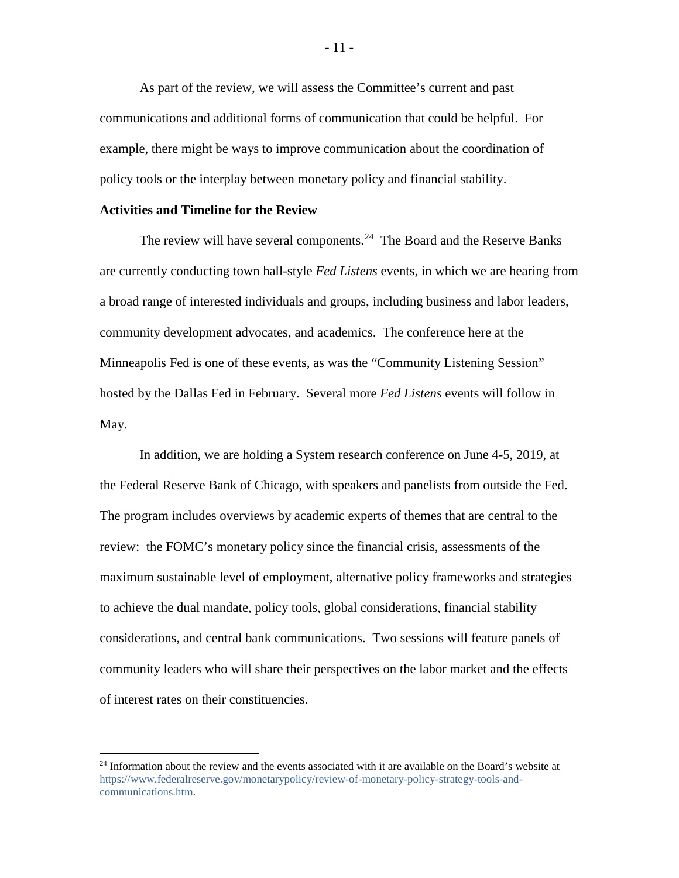As part of the review, we will assess the Committee's current and past communications and additional forms of communication that could be helpful. For example, there might be ways to improve communication about the coordination of policy tools or the interplay between monetary policy and financial stability.

**Activities and Timeline for the Review**

The review will have several components.[24] The Board and the Reserve Banks are currently conducting town hall-style *Fed Listens* events, in which we are hearing from a broad range of interested individuals and groups, including business and labor leaders, community development advocates, and academics. The conference here at the Minneapolis Fed is one of these events, as was the "Community Listening Session" hosted by the Dallas Fed in February. Several more *Fed Listens* events will follow in May.

In addition, we are holding a System research conference on June 4-5, 2019, at the Federal Reserve Bank of Chicago, with speakers and panelists from outside the Fed. The program includes overviews by academic experts of themes that are central to the review: the FOMC's monetary policy since the financial crisis, assessments of the maximum sustainable level of employment, alternative policy frameworks and strategies to achieve the dual mandate, policy tools, global considerations, financial stability considerations, and central bank communications. Two sessions will feature panels of community leaders who will share their perspectives on the labor market and the effects of interest rates on their constituencies.

---

[24] Information about the review and the events associated with it are available on the Board's website at https://www.federalreserve.gov/monetarypolicy/review-of-monetary-policy-strategy-tools-and-communications.htm.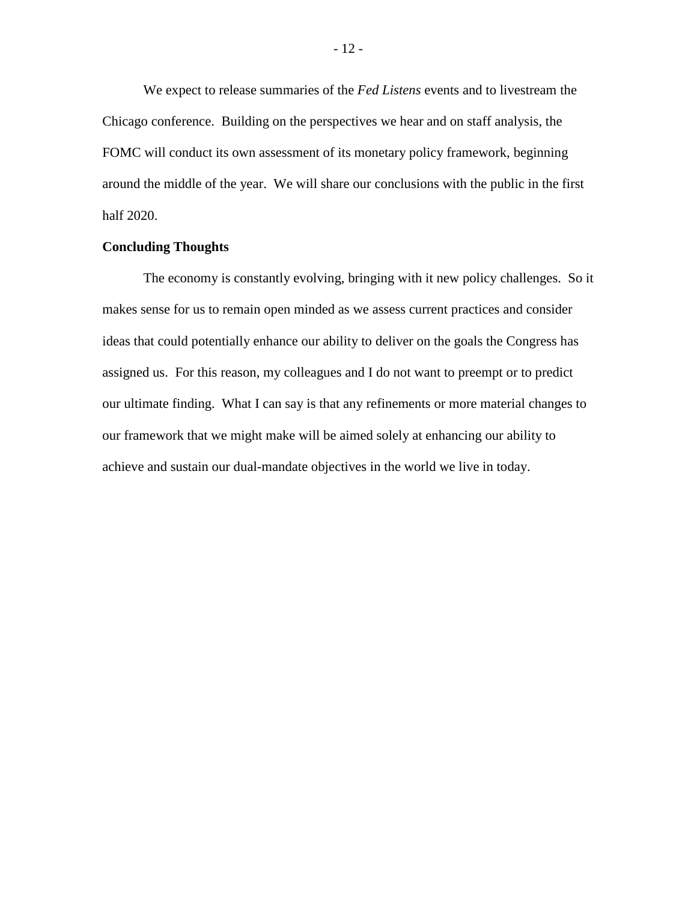We expect to release summaries of the *Fed Listens* events and to livestream the Chicago conference. Building on the perspectives we hear and on staff analysis, the FOMC will conduct its own assessment of its monetary policy framework, beginning around the middle of the year. We will share our conclusions with the public in the first half 2020.

**Concluding Thoughts**

The economy is constantly evolving, bringing with it new policy challenges. So it makes sense for us to remain open minded as we assess current practices and consider ideas that could potentially enhance our ability to deliver on the goals the Congress has assigned us. For this reason, my colleagues and I do not want to preempt or to predict our ultimate finding. What I can say is that any refinements or more material changes to our framework that we might make will be aimed solely at enhancing our ability to achieve and sustain our dual-mandate objectives in the world we live in today.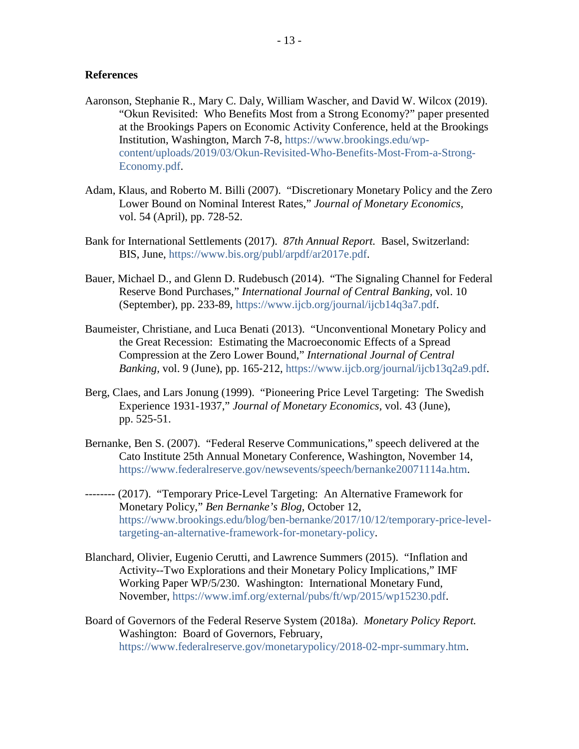**References**

Aaronson, Stephanie R., Mary C. Daly, William Wascher, and David W. Wilcox (2019). "Okun Revisited: Who Benefits Most from a Strong Economy?" paper presented at the Brookings Papers on Economic Activity Conference, held at the Brookings Institution, Washington, March 7-8, https://www.brookings.edu/wp-content/uploads/2019/03/Okun-Revisited-Who-Benefits-Most-From-a-Strong-Economy.pdf.

Adam, Klaus, and Roberto M. Billi (2007). "Discretionary Monetary Policy and the Zero Lower Bound on Nominal Interest Rates," *Journal of Monetary Economics*, vol. 54 (April), pp. 728-52.

Bank for International Settlements (2017). *87th Annual Report.* Basel, Switzerland: BIS, June, https://www.bis.org/publ/arpdf/ar2017e.pdf.

Bauer, Michael D., and Glenn D. Rudebusch (2014). "The Signaling Channel for Federal Reserve Bond Purchases," *International Journal of Central Banking*, vol. 10 (September), pp. 233-89, https://www.ijcb.org/journal/ijcb14q3a7.pdf.

Baumeister, Christiane, and Luca Benati (2013). "Unconventional Monetary Policy and the Great Recession: Estimating the Macroeconomic Effects of a Spread Compression at the Zero Lower Bound," *International Journal of Central Banking*, vol. 9 (June), pp. 165-212, https://www.ijcb.org/journal/ijcb13q2a9.pdf.

Berg, Claes, and Lars Jonung (1999). "Pioneering Price Level Targeting: The Swedish Experience 1931-1937," *Journal of Monetary Economics*, vol. 43 (June), pp. 525-51.

Bernanke, Ben S. (2007). "Federal Reserve Communications," speech delivered at the Cato Institute 25th Annual Monetary Conference, Washington, November 14, https://www.federalreserve.gov/newsevents/speech/bernanke20071114a.htm.

-------- (2017). "Temporary Price-Level Targeting: An Alternative Framework for Monetary Policy," *Ben Bernanke's Blog*, October 12, https://www.brookings.edu/blog/ben-bernanke/2017/10/12/temporary-price-level-targeting-an-alternative-framework-for-monetary-policy.

Blanchard, Olivier, Eugenio Cerutti, and Lawrence Summers (2015). "Inflation and Activity--Two Explorations and their Monetary Policy Implications," IMF Working Paper WP/5/230. Washington: International Monetary Fund, November, https://www.imf.org/external/pubs/ft/wp/2015/wp15230.pdf.

Board of Governors of the Federal Reserve System (2018a). *Monetary Policy Report.* Washington: Board of Governors, February, https://www.federalreserve.gov/monetarypolicy/2018-02-mpr-summary.htm.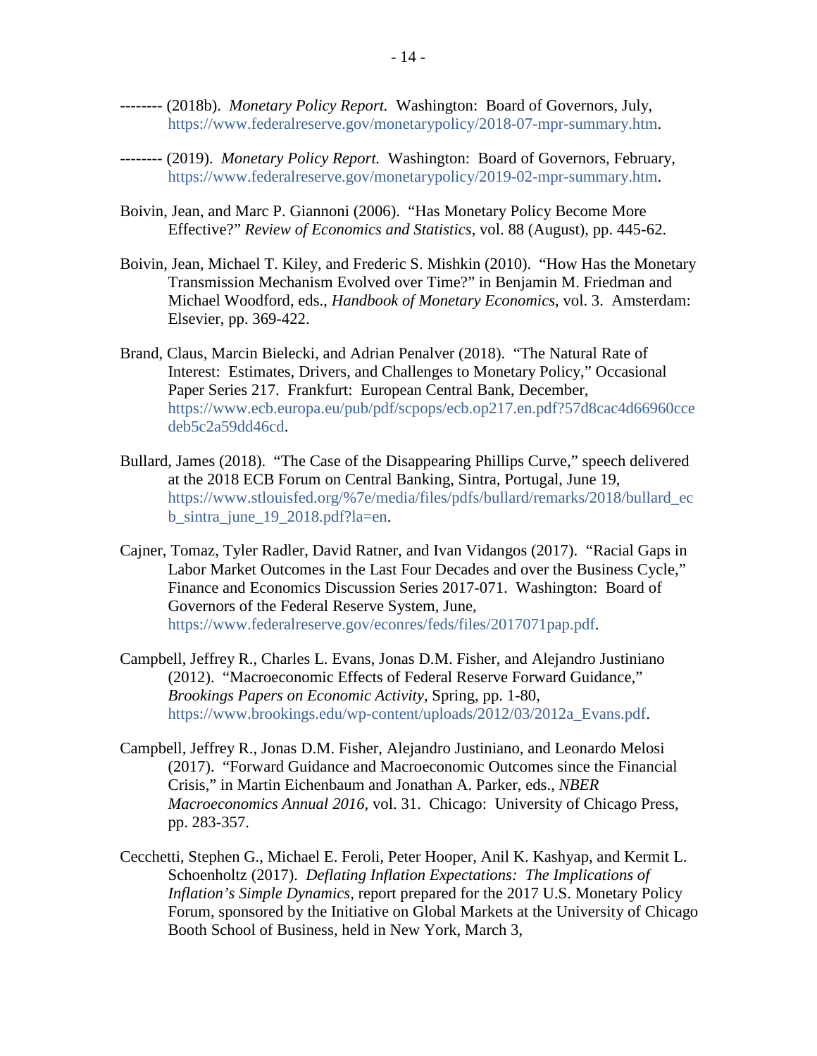-------- (2018b). *Monetary Policy Report.* Washington: Board of Governors, July, https://www.federalreserve.gov/monetarypolicy/2018-07-mpr-summary.htm.

-------- (2019). *Monetary Policy Report.* Washington: Board of Governors, February, https://www.federalreserve.gov/monetarypolicy/2019-02-mpr-summary.htm.

Boivin, Jean, and Marc P. Giannoni (2006). "Has Monetary Policy Become More Effective?" *Review of Economics and Statistics,* vol. 88 (August), pp. 445-62.

Boivin, Jean, Michael T. Kiley, and Frederic S. Mishkin (2010). "How Has the Monetary Transmission Mechanism Evolved over Time?" in Benjamin M. Friedman and Michael Woodford, eds., *Handbook of Monetary Economics*, vol. 3. Amsterdam: Elsevier, pp. 369-422.

Brand, Claus, Marcin Bielecki, and Adrian Penalver (2018). "The Natural Rate of Interest: Estimates, Drivers, and Challenges to Monetary Policy," Occasional Paper Series 217. Frankfurt: European Central Bank, December, https://www.ecb.europa.eu/pub/pdf/scpops/ecb.op217.en.pdf?57d8cac4d66960ccedeb5c2a59dd46cd.

Bullard, James (2018). "The Case of the Disappearing Phillips Curve," speech delivered at the 2018 ECB Forum on Central Banking, Sintra, Portugal, June 19, https://www.stlouisfed.org/%7e/media/files/pdfs/bullard/remarks/2018/bullard_ecb_sintra_june_19_2018.pdf?la=en.

Cajner, Tomaz, Tyler Radler, David Ratner, and Ivan Vidangos (2017). "Racial Gaps in Labor Market Outcomes in the Last Four Decades and over the Business Cycle," Finance and Economics Discussion Series 2017-071. Washington: Board of Governors of the Federal Reserve System, June, https://www.federalreserve.gov/econres/feds/files/2017071pap.pdf.

Campbell, Jeffrey R., Charles L. Evans, Jonas D.M. Fisher, and Alejandro Justiniano (2012). "Macroeconomic Effects of Federal Reserve Forward Guidance," *Brookings Papers on Economic Activity,* Spring, pp. 1-80, https://www.brookings.edu/wp-content/uploads/2012/03/2012a_Evans.pdf.

Campbell, Jeffrey R., Jonas D.M. Fisher, Alejandro Justiniano, and Leonardo Melosi (2017). "Forward Guidance and Macroeconomic Outcomes since the Financial Crisis," in Martin Eichenbaum and Jonathan A. Parker, eds., *NBER Macroeconomics Annual 2016,* vol. 31. Chicago: University of Chicago Press, pp. 283-357.

Cecchetti, Stephen G., Michael E. Feroli, Peter Hooper, Anil K. Kashyap, and Kermit L. Schoenholtz (2017). *Deflating Inflation Expectations: The Implications of Inflation's Simple Dynamics,* report prepared for the 2017 U.S. Monetary Policy Forum, sponsored by the Initiative on Global Markets at the University of Chicago Booth School of Business, held in New York, March 3,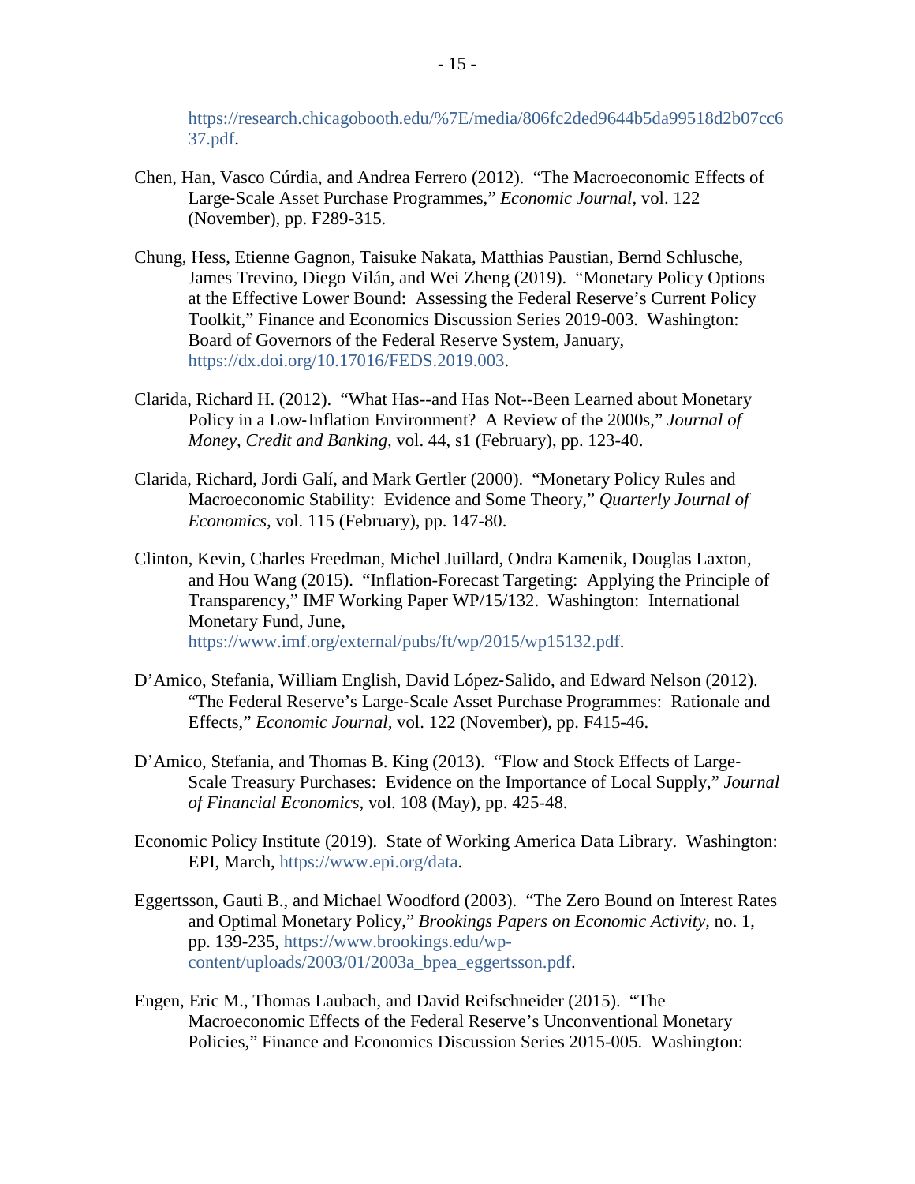https://research.chicagobooth.edu/%7E/media/806fc2ded9644b5da99518d2b07cc637.pdf.

Chen, Han, Vasco Cúrdia, and Andrea Ferrero (2012). "The Macroeconomic Effects of Large-Scale Asset Purchase Programmes," *Economic Journal*, vol. 122 (November), pp. F289-315.

Chung, Hess, Etienne Gagnon, Taisuke Nakata, Matthias Paustian, Bernd Schlusche, James Trevino, Diego Vilán, and Wei Zheng (2019). "Monetary Policy Options at the Effective Lower Bound: Assessing the Federal Reserve's Current Policy Toolkit," Finance and Economics Discussion Series 2019-003. Washington: Board of Governors of the Federal Reserve System, January, https://dx.doi.org/10.17016/FEDS.2019.003.

Clarida, Richard H. (2012). "What Has--and Has Not--Been Learned about Monetary Policy in a Low-Inflation Environment? A Review of the 2000s," *Journal of Money, Credit and Banking,* vol. 44, s1 (February), pp. 123-40.

Clarida, Richard, Jordi Galí, and Mark Gertler (2000). "Monetary Policy Rules and Macroeconomic Stability: Evidence and Some Theory," *Quarterly Journal of Economics,* vol. 115 (February), pp. 147-80.

Clinton, Kevin, Charles Freedman, Michel Juillard, Ondra Kamenik, Douglas Laxton, and Hou Wang (2015). "Inflation-Forecast Targeting: Applying the Principle of Transparency," IMF Working Paper WP/15/132. Washington: International Monetary Fund, June, https://www.imf.org/external/pubs/ft/wp/2015/wp15132.pdf.

D'Amico, Stefania, William English, David López-Salido, and Edward Nelson (2012). "The Federal Reserve's Large-Scale Asset Purchase Programmes: Rationale and Effects," *Economic Journal*, vol. 122 (November), pp. F415-46.

D'Amico, Stefania, and Thomas B. King (2013). "Flow and Stock Effects of Large-Scale Treasury Purchases: Evidence on the Importance of Local Supply," *Journal of Financial Economics,* vol. 108 (May), pp. 425-48.

Economic Policy Institute (2019). State of Working America Data Library. Washington: EPI, March, https://www.epi.org/data.

Eggertsson, Gauti B., and Michael Woodford (2003). "The Zero Bound on Interest Rates and Optimal Monetary Policy," *Brookings Papers on Economic Activity,* no. 1, pp. 139-235, https://www.brookings.edu/wp-content/uploads/2003/01/2003a_bpea_eggertsson.pdf.

Engen, Eric M., Thomas Laubach, and David Reifschneider (2015). "The Macroeconomic Effects of the Federal Reserve's Unconventional Monetary Policies," Finance and Economics Discussion Series 2015-005. Washington: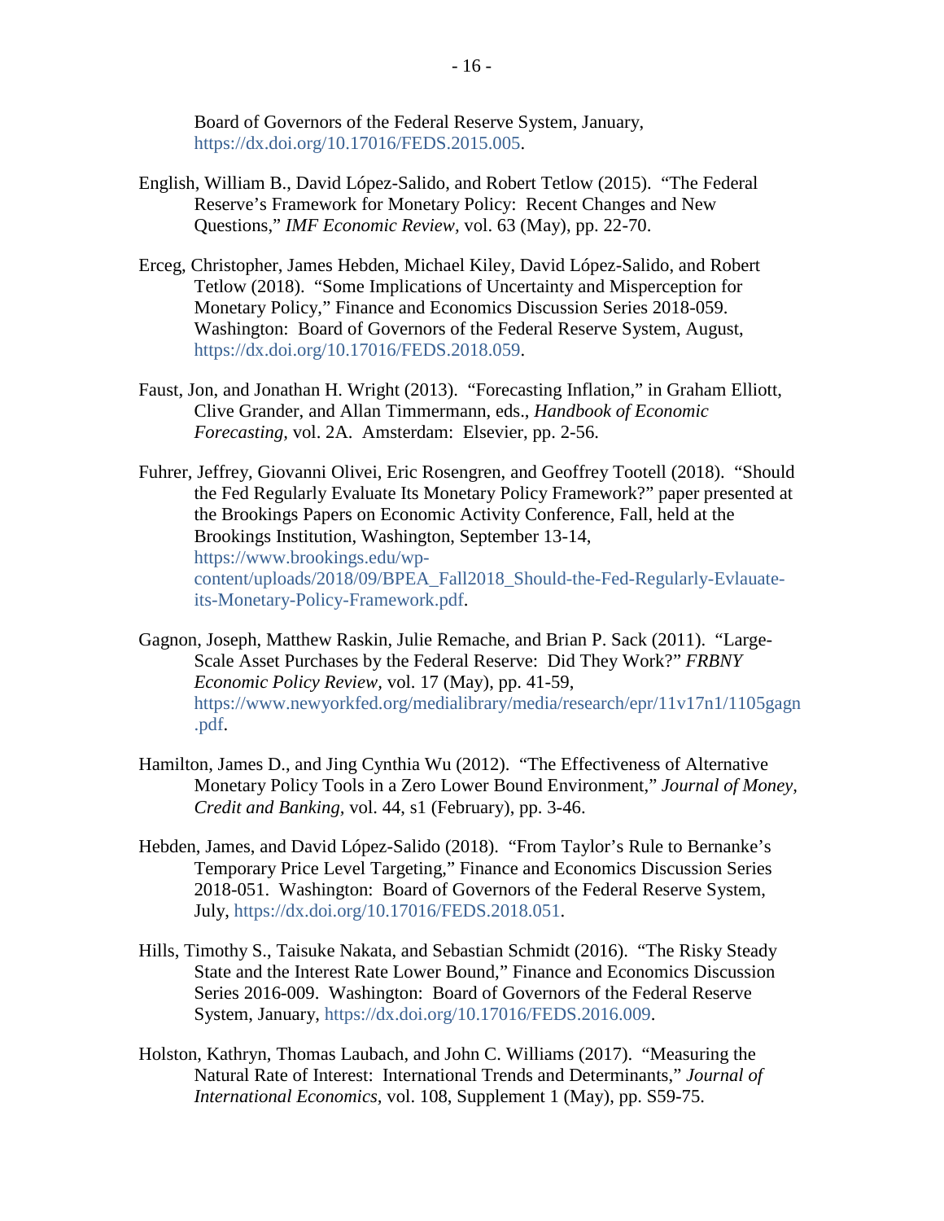Board of Governors of the Federal Reserve System, January, https://dx.doi.org/10.17016/FEDS.2015.005.

English, William B., David López-Salido, and Robert Tetlow (2015). "The Federal Reserve's Framework for Monetary Policy: Recent Changes and New Questions," *IMF Economic Review*, vol. 63 (May), pp. 22-70.

Erceg, Christopher, James Hebden, Michael Kiley, David López-Salido, and Robert Tetlow (2018). "Some Implications of Uncertainty and Misperception for Monetary Policy," Finance and Economics Discussion Series 2018-059. Washington: Board of Governors of the Federal Reserve System, August, https://dx.doi.org/10.17016/FEDS.2018.059.

Faust, Jon, and Jonathan H. Wright (2013). "Forecasting Inflation," in Graham Elliott, Clive Grander, and Allan Timmermann, eds., *Handbook of Economic Forecasting*, vol. 2A. Amsterdam: Elsevier, pp. 2-56.

Fuhrer, Jeffrey, Giovanni Olivei, Eric Rosengren, and Geoffrey Tootell (2018). "Should the Fed Regularly Evaluate Its Monetary Policy Framework?" paper presented at the Brookings Papers on Economic Activity Conference, Fall, held at the Brookings Institution, Washington, September 13-14, https://www.brookings.edu/wp-content/uploads/2018/09/BPEA_Fall2018_Should-the-Fed-Regularly-Evlauate-its-Monetary-Policy-Framework.pdf.

Gagnon, Joseph, Matthew Raskin, Julie Remache, and Brian P. Sack (2011). "Large-Scale Asset Purchases by the Federal Reserve: Did They Work?" *FRBNY Economic Policy Review*, vol. 17 (May), pp. 41-59, https://www.newyorkfed.org/medialibrary/media/research/epr/11v17n1/1105gagn.pdf.

Hamilton, James D., and Jing Cynthia Wu (2012). "The Effectiveness of Alternative Monetary Policy Tools in a Zero Lower Bound Environment," *Journal of Money, Credit and Banking*, vol. 44, s1 (February), pp. 3-46.

Hebden, James, and David López-Salido (2018). "From Taylor's Rule to Bernanke's Temporary Price Level Targeting," Finance and Economics Discussion Series 2018-051. Washington: Board of Governors of the Federal Reserve System, July, https://dx.doi.org/10.17016/FEDS.2018.051.

Hills, Timothy S., Taisuke Nakata, and Sebastian Schmidt (2016). "The Risky Steady State and the Interest Rate Lower Bound," Finance and Economics Discussion Series 2016-009. Washington: Board of Governors of the Federal Reserve System, January, https://dx.doi.org/10.17016/FEDS.2016.009.

Holston, Kathryn, Thomas Laubach, and John C. Williams (2017). "Measuring the Natural Rate of Interest: International Trends and Determinants," *Journal of International Economics*, vol. 108, Supplement 1 (May), pp. S59-75.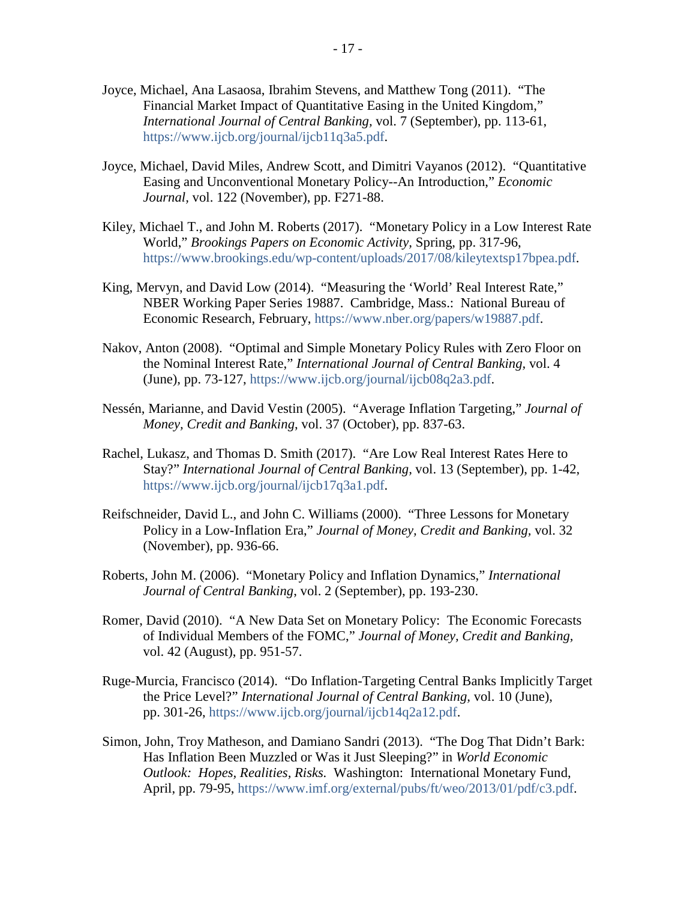Joyce, Michael, Ana Lasaosa, Ibrahim Stevens, and Matthew Tong (2011). "The Financial Market Impact of Quantitative Easing in the United Kingdom," *International Journal of Central Banking*, vol. 7 (September), pp. 113-61, https://www.ijcb.org/journal/ijcb11q3a5.pdf.

Joyce, Michael, David Miles, Andrew Scott, and Dimitri Vayanos (2012). "Quantitative Easing and Unconventional Monetary Policy--An Introduction," *Economic Journal*, vol. 122 (November), pp. F271-88.

Kiley, Michael T., and John M. Roberts (2017). "Monetary Policy in a Low Interest Rate World," *Brookings Papers on Economic Activity*, Spring, pp. 317-96, https://www.brookings.edu/wp-content/uploads/2017/08/kileytextsp17bpea.pdf.

King, Mervyn, and David Low (2014). "Measuring the 'World' Real Interest Rate," NBER Working Paper Series 19887. Cambridge, Mass.: National Bureau of Economic Research, February, https://www.nber.org/papers/w19887.pdf.

Nakov, Anton (2008). "Optimal and Simple Monetary Policy Rules with Zero Floor on the Nominal Interest Rate," *International Journal of Central Banking*, vol. 4 (June), pp. 73-127, https://www.ijcb.org/journal/ijcb08q2a3.pdf.

Nessén, Marianne, and David Vestin (2005). "Average Inflation Targeting," *Journal of Money, Credit and Banking*, vol. 37 (October), pp. 837-63.

Rachel, Lukasz, and Thomas D. Smith (2017). "Are Low Real Interest Rates Here to Stay?" *International Journal of Central Banking*, vol. 13 (September), pp. 1-42, https://www.ijcb.org/journal/ijcb17q3a1.pdf.

Reifschneider, David L., and John C. Williams (2000). "Three Lessons for Monetary Policy in a Low-Inflation Era," *Journal of Money, Credit and Banking*, vol. 32 (November), pp. 936-66.

Roberts, John M. (2006). "Monetary Policy and Inflation Dynamics," *International Journal of Central Banking*, vol. 2 (September), pp. 193-230.

Romer, David (2010). "A New Data Set on Monetary Policy: The Economic Forecasts of Individual Members of the FOMC," *Journal of Money, Credit and Banking*, vol. 42 (August), pp. 951-57.

Ruge-Murcia, Francisco (2014). "Do Inflation-Targeting Central Banks Implicitly Target the Price Level?" *International Journal of Central Banking*, vol. 10 (June), pp. 301-26, https://www.ijcb.org/journal/ijcb14q2a12.pdf.

Simon, John, Troy Matheson, and Damiano Sandri (2013). "The Dog That Didn't Bark: Has Inflation Been Muzzled or Was it Just Sleeping?" in *World Economic Outlook: Hopes, Realities, Risks.* Washington: International Monetary Fund, April, pp. 79-95, https://www.imf.org/external/pubs/ft/weo/2013/01/pdf/c3.pdf.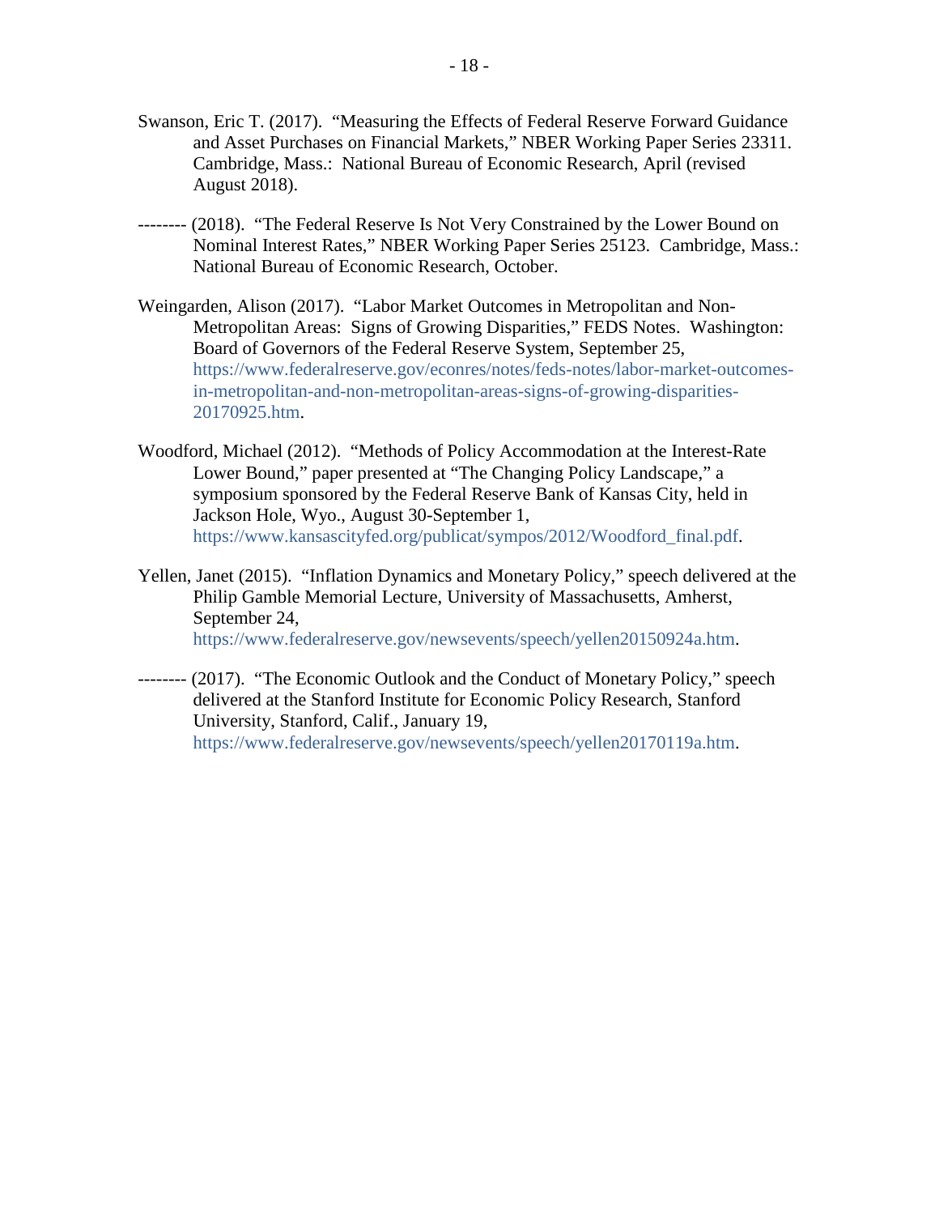Swanson, Eric T. (2017). "Measuring the Effects of Federal Reserve Forward Guidance and Asset Purchases on Financial Markets," NBER Working Paper Series 23311. Cambridge, Mass.: National Bureau of Economic Research, April (revised August 2018).

-------- (2018). "The Federal Reserve Is Not Very Constrained by the Lower Bound on Nominal Interest Rates," NBER Working Paper Series 25123. Cambridge, Mass.: National Bureau of Economic Research, October.

Weingarden, Alison (2017). "Labor Market Outcomes in Metropolitan and Non-Metropolitan Areas: Signs of Growing Disparities," FEDS Notes. Washington: Board of Governors of the Federal Reserve System, September 25, https://www.federalreserve.gov/econres/notes/feds-notes/labor-market-outcomes-in-metropolitan-and-non-metropolitan-areas-signs-of-growing-disparities-20170925.htm.

Woodford, Michael (2012). "Methods of Policy Accommodation at the Interest-Rate Lower Bound," paper presented at "The Changing Policy Landscape," a symposium sponsored by the Federal Reserve Bank of Kansas City, held in Jackson Hole, Wyo., August 30-September 1, https://www.kansascityfed.org/publicat/sympos/2012/Woodford_final.pdf.

Yellen, Janet (2015). "Inflation Dynamics and Monetary Policy," speech delivered at the Philip Gamble Memorial Lecture, University of Massachusetts, Amherst, September 24, https://www.federalreserve.gov/newsevents/speech/yellen20150924a.htm.

-------- (2017). "The Economic Outlook and the Conduct of Monetary Policy," speech delivered at the Stanford Institute for Economic Policy Research, Stanford University, Stanford, Calif., January 19, https://www.federalreserve.gov/newsevents/speech/yellen20170119a.htm.